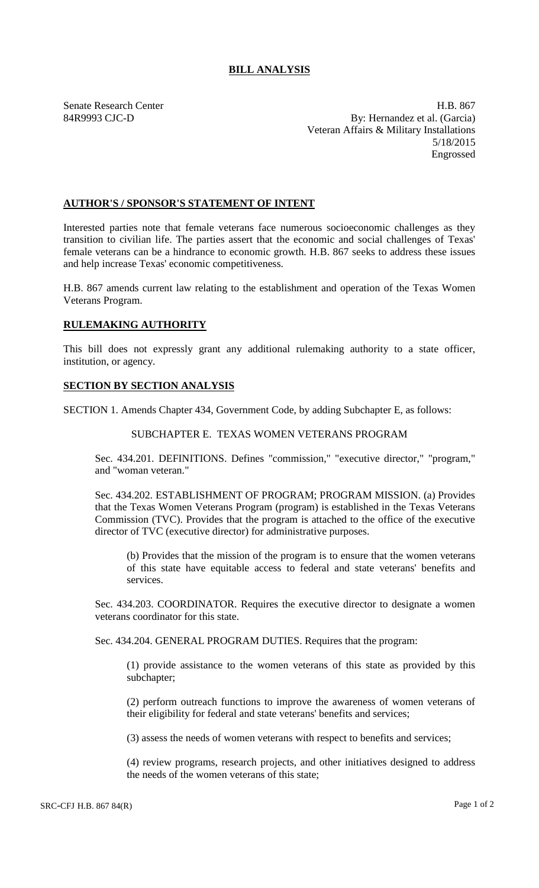# BILL ANALYSIS

Senate Research Center
84R9993 CJC-D

H.B. 867
By: Hernandez et al. (Garcia)
Veteran Affairs & Military Installations
5/18/2015
Engrossed

## AUTHOR'S / SPONSOR'S STATEMENT OF INTENT

Interested parties note that female veterans face numerous socioeconomic challenges as they transition to civilian life. The parties assert that the economic and social challenges of Texas' female veterans can be a hindrance to economic growth. H.B. 867 seeks to address these issues and help increase Texas' economic competitiveness.

H.B. 867 amends current law relating to the establishment and operation of the Texas Women Veterans Program.

## RULEMAKING AUTHORITY

This bill does not expressly grant any additional rulemaking authority to a state officer, institution, or agency.

## SECTION BY SECTION ANALYSIS

SECTION 1. Amends Chapter 434, Government Code, by adding Subchapter E, as follows:

SUBCHAPTER E. TEXAS WOMEN VETERANS PROGRAM

Sec. 434.201. DEFINITIONS. Defines "commission," "executive director," "program," and "woman veteran."

Sec. 434.202. ESTABLISHMENT OF PROGRAM; PROGRAM MISSION. (a) Provides that the Texas Women Veterans Program (program) is established in the Texas Veterans Commission (TVC). Provides that the program is attached to the office of the executive director of TVC (executive director) for administrative purposes.

(b) Provides that the mission of the program is to ensure that the women veterans of this state have equitable access to federal and state veterans' benefits and services.

Sec. 434.203. COORDINATOR. Requires the executive director to designate a women veterans coordinator for this state.

Sec. 434.204. GENERAL PROGRAM DUTIES. Requires that the program:

(1) provide assistance to the women veterans of this state as provided by this subchapter;

(2) perform outreach functions to improve the awareness of women veterans of their eligibility for federal and state veterans' benefits and services;

(3) assess the needs of women veterans with respect to benefits and services;

(4) review programs, research projects, and other initiatives designed to address the needs of the women veterans of this state;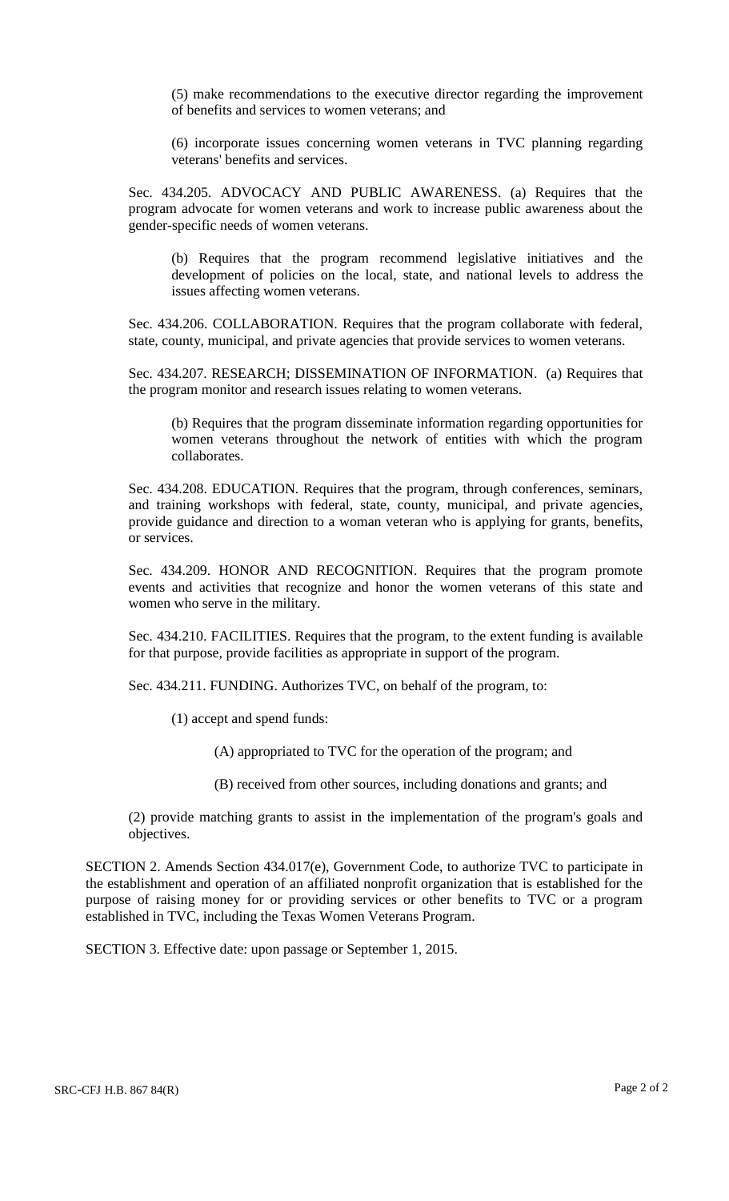(5) make recommendations to the executive director regarding the improvement of benefits and services to women veterans; and

(6) incorporate issues concerning women veterans in TVC planning regarding veterans' benefits and services.

Sec. 434.205. ADVOCACY AND PUBLIC AWARENESS. (a) Requires that the program advocate for women veterans and work to increase public awareness about the gender-specific needs of women veterans.

(b) Requires that the program recommend legislative initiatives and the development of policies on the local, state, and national levels to address the issues affecting women veterans.

Sec. 434.206. COLLABORATION. Requires that the program collaborate with federal, state, county, municipal, and private agencies that provide services to women veterans.

Sec. 434.207. RESEARCH; DISSEMINATION OF INFORMATION. (a) Requires that the program monitor and research issues relating to women veterans.

(b) Requires that the program disseminate information regarding opportunities for women veterans throughout the network of entities with which the program collaborates.

Sec. 434.208. EDUCATION. Requires that the program, through conferences, seminars, and training workshops with federal, state, county, municipal, and private agencies, provide guidance and direction to a woman veteran who is applying for grants, benefits, or services.

Sec. 434.209. HONOR AND RECOGNITION. Requires that the program promote events and activities that recognize and honor the women veterans of this state and women who serve in the military.

Sec. 434.210. FACILITIES. Requires that the program, to the extent funding is available for that purpose, provide facilities as appropriate in support of the program.

Sec. 434.211. FUNDING. Authorizes TVC, on behalf of the program, to:

(1) accept and spend funds:

(A) appropriated to TVC for the operation of the program; and

(B) received from other sources, including donations and grants; and

(2) provide matching grants to assist in the implementation of the program's goals and objectives.

SECTION 2. Amends Section 434.017(e), Government Code, to authorize TVC to participate in the establishment and operation of an affiliated nonprofit organization that is established for the purpose of raising money for or providing services or other benefits to TVC or a program established in TVC, including the Texas Women Veterans Program.

SECTION 3. Effective date: upon passage or September 1, 2015.

SRC-CFJ H.B. 867 84(R)